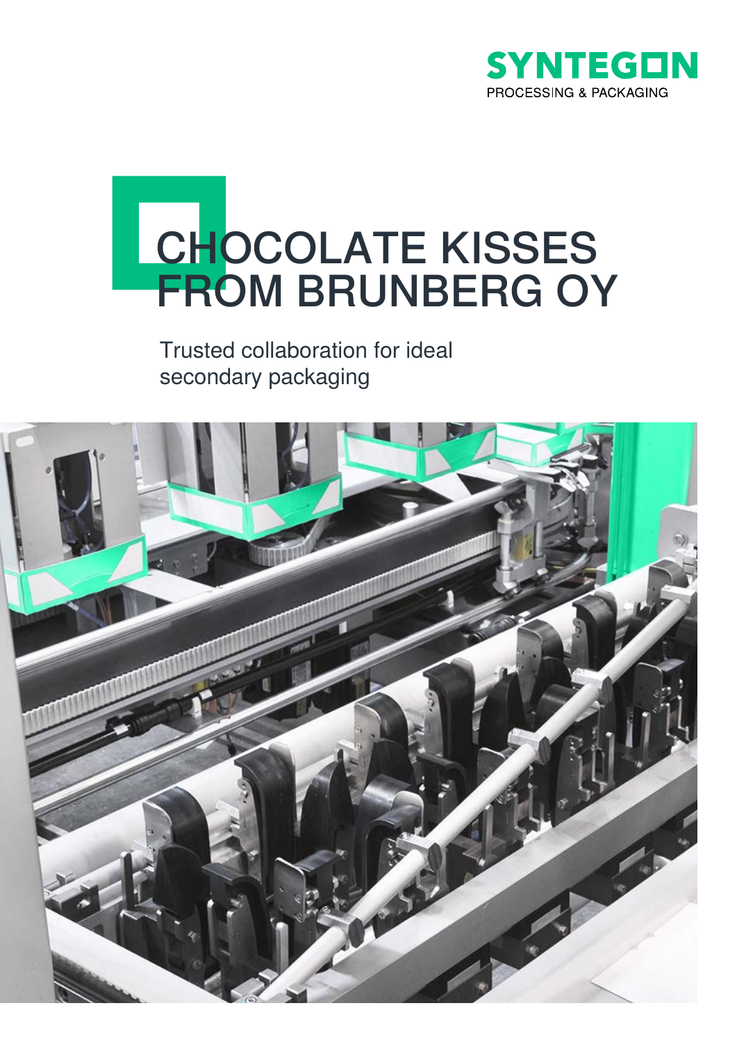SYNTEGON
PROCESSING & PACKAGING

# CHOCOLATE KISSES FROM BRUNBERG OY

Trusted collaboration for ideal secondary packaging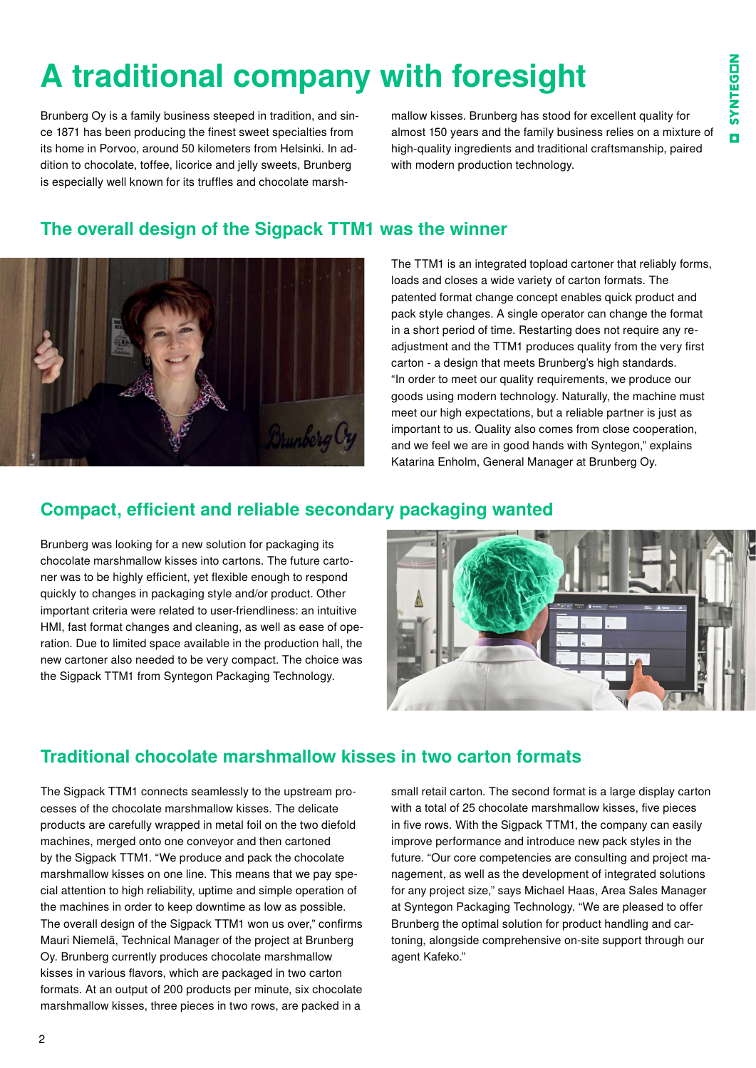# A traditional company with foresight

Brunberg Oy is a family business steeped in tradition, and since 1871 has been producing the finest sweet specialties from its home in Porvoo, around 50 kilometers from Helsinki. In addition to chocolate, toffee, licorice and jelly sweets, Brunberg is especially well known for its truffles and chocolate marshmallow kisses. Brunberg has stood for excellent quality for almost 150 years and the family business relies on a mixture of high-quality ingredients and traditional craftsmanship, paired with modern production technology.

## The overall design of the Sigpack TTM1 was the winner

The TTM1 is an integrated topload cartoner that reliably forms, loads and closes a wide variety of carton formats. The patented format change concept enables quick product and pack style changes. A single operator can change the format in a short period of time. Restarting does not require any re-adjustment and the TTM1 produces quality from the very first carton - a design that meets Brunberg's high standards. "In order to meet our quality requirements, we produce our goods using modern technology. Naturally, the machine must meet our high expectations, but a reliable partner is just as important to us. Quality also comes from close cooperation, and we feel we are in good hands with Syntegon," explains Katarina Enholm, General Manager at Brunberg Oy.

## Compact, efficient and reliable secondary packaging wanted

Brunberg was looking for a new solution for packaging its chocolate marshmallow kisses into cartons. The future cartoner was to be highly efficient, yet flexible enough to respond quickly to changes in packaging style and/or product. Other important criteria were related to user-friendliness: an intuitive HMI, fast format changes and cleaning, as well as ease of operation. Due to limited space available in the production hall, the new cartoner also needed to be very compact. The choice was the Sigpack TTM1 from Syntegon Packaging Technology.

## Traditional chocolate marshmallow kisses in two carton formats

The Sigpack TTM1 connects seamlessly to the upstream processes of the chocolate marshmallow kisses. The delicate products are carefully wrapped in metal foil on the two diefold machines, merged onto one conveyor and then cartoned by the Sigpack TTM1. "We produce and pack the chocolate marshmallow kisses on one line. This means that we pay special attention to high reliability, uptime and simple operation of the machines in order to keep downtime as low as possible. The overall design of the Sigpack TTM1 won us over," confirms Mauri Niemelä, Technical Manager of the project at Brunberg Oy. Brunberg currently produces chocolate marshmallow kisses in various flavors, which are packaged in two carton formats. At an output of 200 products per minute, six chocolate marshmallow kisses, three pieces in two rows, are packed in a small retail carton. The second format is a large display carton with a total of 25 chocolate marshmallow kisses, five pieces in five rows. With the Sigpack TTM1, the company can easily improve performance and introduce new pack styles in the future. "Our core competencies are consulting and project management, as well as the development of integrated solutions for any project size," says Michael Haas, Area Sales Manager at Syntegon Packaging Technology. "We are pleased to offer Brunberg the optimal solution for product handling and cartoning, alongside comprehensive on-site support through our agent Kafeko."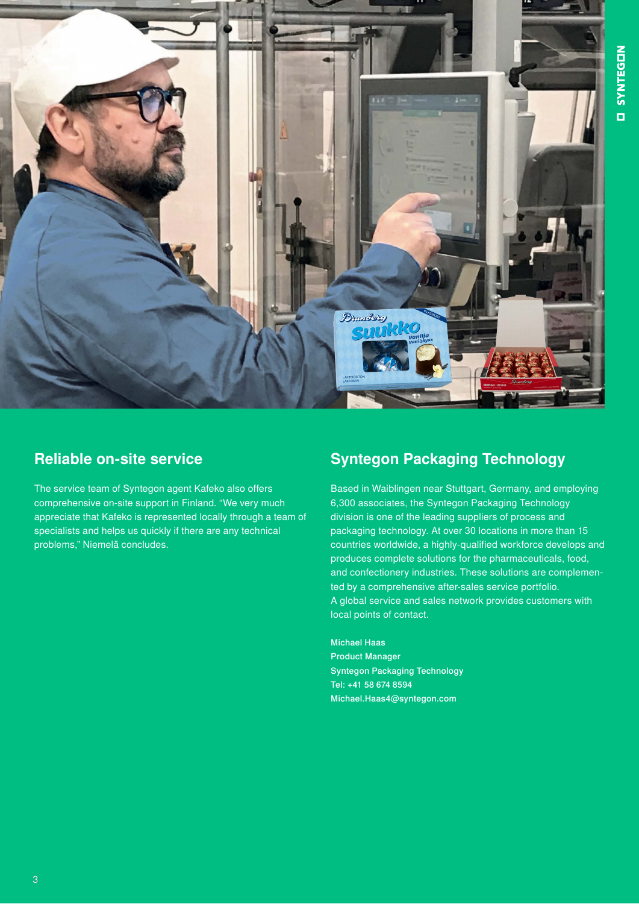## Reliable on-site service

The service team of Syntegon agent Kafeko also offers comprehensive on-site support in Finland. "We very much appreciate that Kafeko is represented locally through a team of specialists and helps us quickly if there are any technical problems," Niemelä concludes.

## Syntegon Packaging Technology

Based in Waiblingen near Stuttgart, Germany, and employing 6,300 associates, the Syntegon Packaging Technology division is one of the leading suppliers of process and packaging technology. At over 30 locations in more than 15 countries worldwide, a highly-qualified workforce develops and produces complete solutions for the pharmaceuticals, food, and confectionery industries. These solutions are complemented by a comprehensive after-sales service portfolio. A global service and sales network provides customers with local points of contact.

**Michael Haas**
**Product Manager**
**Syntegon Packaging Technology**
**Tel: +41 58 674 8594**
**Michael.Haas4@syntegon.com**